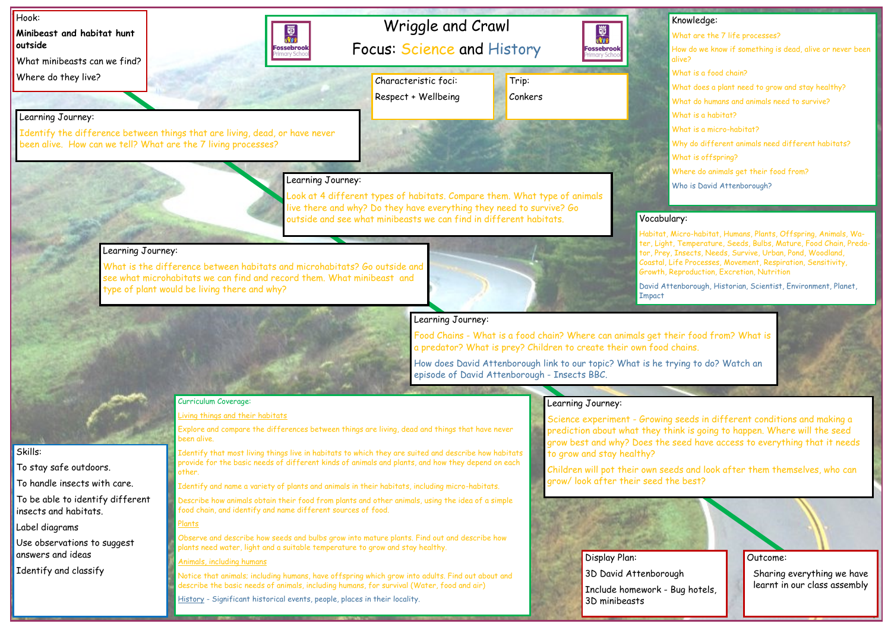# Wriggle and Crawl

## Focus: Science and History

**Hook:**

**Minibeast and habitat hunt outside**

What minibeasts can we find?

Where do they live?

**Characteristic foci:**

Respect + Wellbeing

**Trip:**

Conkers

**Learning Journey:**

Identify the difference between things that are living, dead, or have never been alive. How can we tell? What are the 7 living processes?

**Learning Journey:**

Look at 4 different types of habitats. Compare them. What type of animals live there and why? Do they have everything they need to survive? Go outside and see what minibeasts we can find in different habitats.

**Learning Journey:**

What is the difference between habitats and microhabitats? Go outside and see what microhabitats we can find and record them. What minibeast and type of plant would be living there and why?

**Learning Journey:**

Food Chains - What is a food chain? Where can animals get their food from? What is a predator? What is prey? Children to create their own food chains.

How does David Attenborough link to our topic? What is he trying to do? Watch an episode of David Attenborough - Insects BBC.

**Learning Journey:**

Science experiment - Growing seeds in different conditions and making a prediction about what they think is going to happen. Where will the seed grow best and why? Does the seed have access to everything that it needs to grow and stay healthy?

Children will pot their own seeds and look after them themselves, who can grow/ look after their seed the best?

**Knowledge:**

- What are the 7 life processes?
- How do we know if something is dead, alive or never been alive?
- What is a food chain?
- What does a plant need to grow and stay healthy?
- What do humans and animals need to survive?
- What is a habitat?
- What is a micro-habitat?
- Why do different animals need different habitats?
- What is offspring?
- Where do animals get their food from?
- Who is David Attenborough?

**Vocabulary:**

Habitat, Micro-habitat, Humans, Plants, Offspring, Animals, Water, Light, Temperature, Seeds, Bulbs, Mature, Food Chain, Predator, Prey, Insects, Needs, Survive, Urban, Pond, Woodland, Coastal, Life Processes, Movement, Respiration, Sensitivity, Growth, Reproduction, Excretion, Nutrition

David Attenborough, Historian, Scientist, Environment, Planet, Impact

**Skills:**

- To stay safe outdoors.
- To handle insects with care.
- To be able to identify different insects and habitats.
- Label diagrams
- Use observations to suggest answers and ideas
- Identify and classify

**Curriculum Coverage:**

Living things and their habitats

Explore and compare the differences between things are living, dead and things that have never been alive.

Identify that most living things live in habitats to which they are suited and describe how habitats provide for the basic needs of different kinds of animals and plants, and how they depend on each other.

Identify and name a variety of plants and animals in their habitats, including micro-habitats.

Describe how animals obtain their food from plants and other animals, using the idea of a simple food chain, and identify and name different sources of food.

Plants

Observe and describe how seeds and bulbs grow into mature plants. Find out and describe how plants need water, light and a suitable temperature to grow and stay healthy.

Animals, including humans

Notice that animals; including humans, have offspring which grow into adults. Find out about and describe the basic needs of animals, including humans, for survival (Water, food and air)

History - Significant historical events, people, places in their locality.

**Display Plan:**

3D David Attenborough

Include homework - Bug hotels, 3D minibeasts

**Outcome:**

Sharing everything we have learnt in our class assembly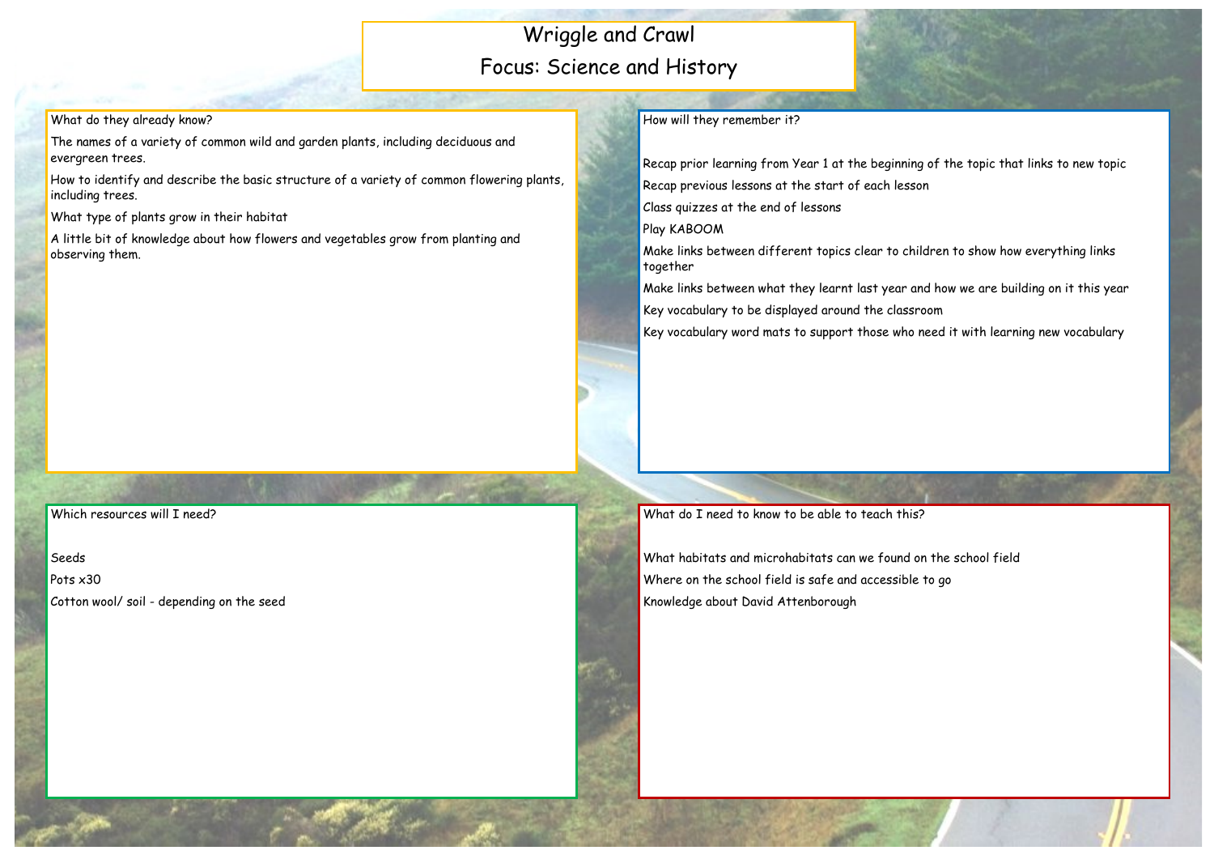# Wriggle and Crawl

## Focus: Science and History

### What do they already know?

The names of a variety of common wild and garden plants, including deciduous and evergreen trees.

How to identify and describe the basic structure of a variety of common flowering plants, including trees.

What type of plants grow in their habitat

A little bit of knowledge about how flowers and vegetables grow from planting and observing them.

### How will they remember it?

Recap prior learning from Year 1 at the beginning of the topic that links to new topic

Recap previous lessons at the start of each lesson

Class quizzes at the end of lessons

Play KABOOM

Make links between different topics clear to children to show how everything links together

Make links between what they learnt last year and how we are building on it this year

Key vocabulary to be displayed around the classroom

Key vocabulary word mats to support those who need it with learning new vocabulary

### Which resources will I need?

Seeds

Pots x30

Cotton wool/ soil - depending on the seed

### What do I need to know to be able to teach this?

What habitats and microhabitats can we found on the school field

Where on the school field is safe and accessible to go

Knowledge about David Attenborough